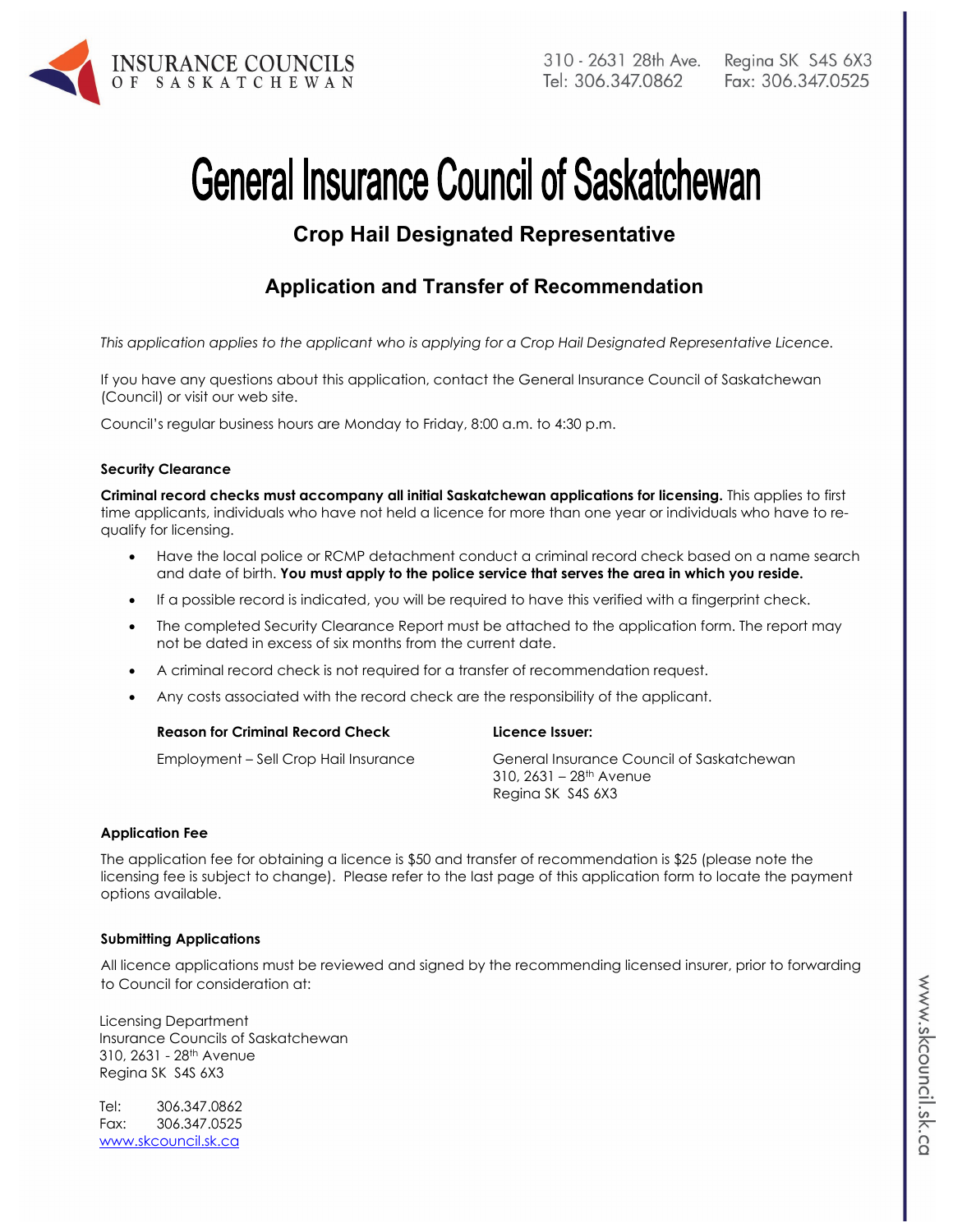# General Insurance Council of Saskatchewan

## Crop Hail Designated Representative

## Application and Transfer of Recommendation

*This application applies to the applicant who is applying for a Crop Hail Designated Representative Licence.*

If you have any questions about this application, contact the General Insurance Council of Saskatchewan (Council) or visit our web site.

Council's regular business hours are Monday to Friday, 8:00 a.m. to 4:30 p.m.

### Security Clearance

**Criminal record checks must accompany all initial Saskatchewan applications for licensing.** This applies to first time applicants, individuals who have not held a licence for more than one year or individuals who have to re-qualify for licensing.

- Have the local police or RCMP detachment conduct a criminal record check based on a name search and date of birth. **You must apply to the police service that serves the area in which you reside.**
- If a possible record is indicated, you will be required to have this verified with a fingerprint check.
- The completed Security Clearance Report must be attached to the application form. The report may not be dated in excess of six months from the current date.
- A criminal record check is not required for a transfer of recommendation request.
- Any costs associated with the record check are the responsibility of the applicant.

| Reason for Criminal Record Check | Licence Issuer: |
|---|---|
| Employment – Sell Crop Hail Insurance | General Insurance Council of Saskatchewan<br>310, 2631 – 28th Avenue<br>Regina SK S4S 6X3 |

### Application Fee

The application fee for obtaining a licence is $50 and transfer of recommendation is $25 (please note the licensing fee is subject to change). Please refer to the last page of this application form to locate the payment options available.

### Submitting Applications

All licence applications must be reviewed and signed by the recommending licensed insurer, prior to forwarding to Council for consideration at:

Licensing Department
Insurance Councils of Saskatchewan
310, 2631 - 28th Avenue
Regina SK S4S 6X3

Tel: 306.347.0862
Fax: 306.347.0525
www.skcouncil.sk.ca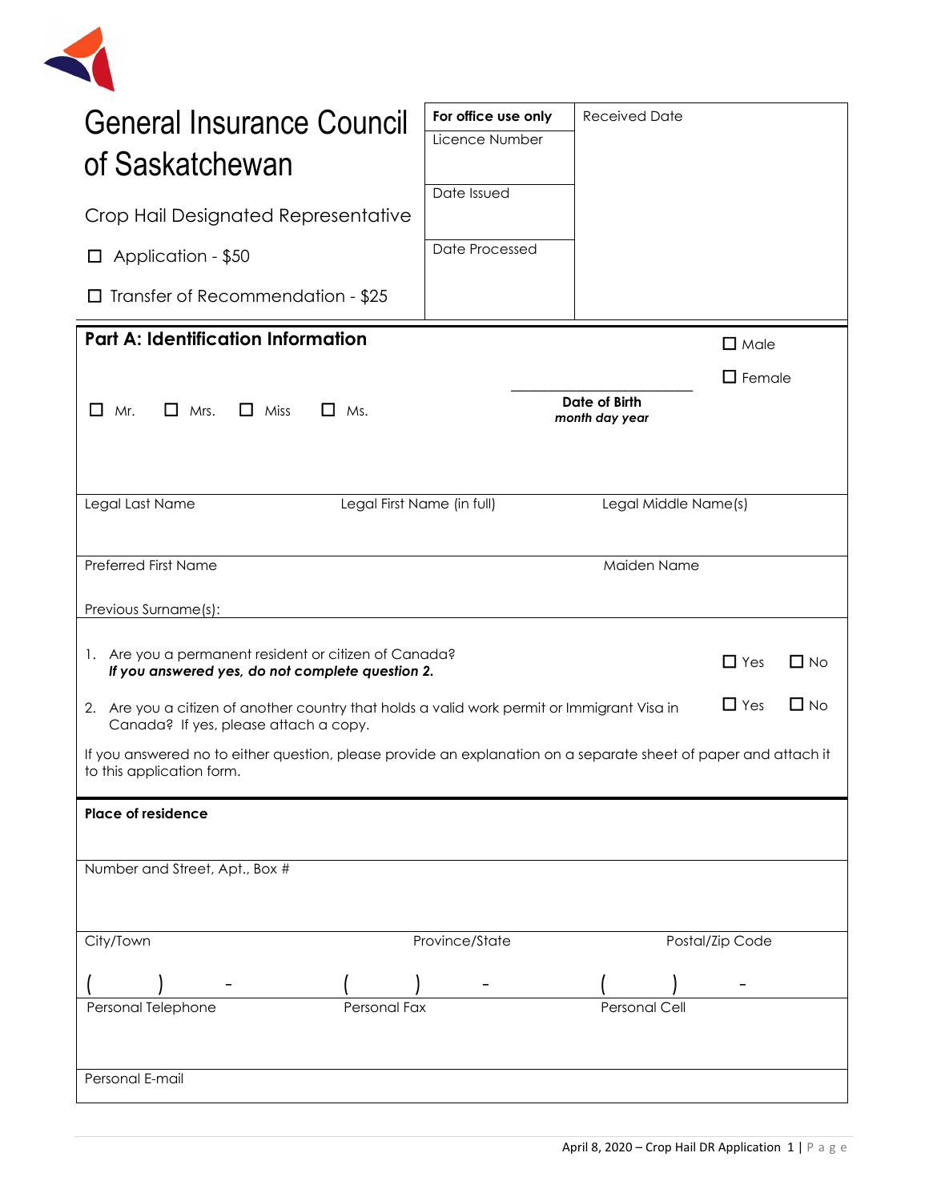# General Insurance Council of Saskatchewan

Crop Hail Designated Representative

☐ Application - $50

☐ Transfer of Recommendation - $25

| For office use only | Received Date |
|---|---|
| Licence Number | |
| Date Issued | |
| Date Processed | |

## Part A: Identification Information

☐ Mr. ☐ Mrs. ☐ Miss ☐ Ms.

**Date of Birth**
***month day year***

☐ Male
☐ Female

| Legal Last Name | Legal First Name (in full) | Legal Middle Name(s) |
|---|---|---|
| Preferred First Name | | Maiden Name |

Previous Surname(s):

1. Are you a permanent resident or citizen of Canada? ☐ Yes ☐ No
   ***If you answered yes, do not complete question 2.***
2. Are you a citizen of another country that holds a valid work permit or Immigrant Visa in Canada? If yes, please attach a copy. ☐ Yes ☐ No

If you answered no to either question, please provide an explanation on a separate sheet of paper and attach it to this application form.

**Place of residence**

Number and Street, Apt., Box #

| City/Town | Province/State | Postal/Zip Code |
|---|---|---|
| ( ) - | ( ) - | ( ) - |
| Personal Telephone | Personal Fax | Personal Cell |

Personal E-mail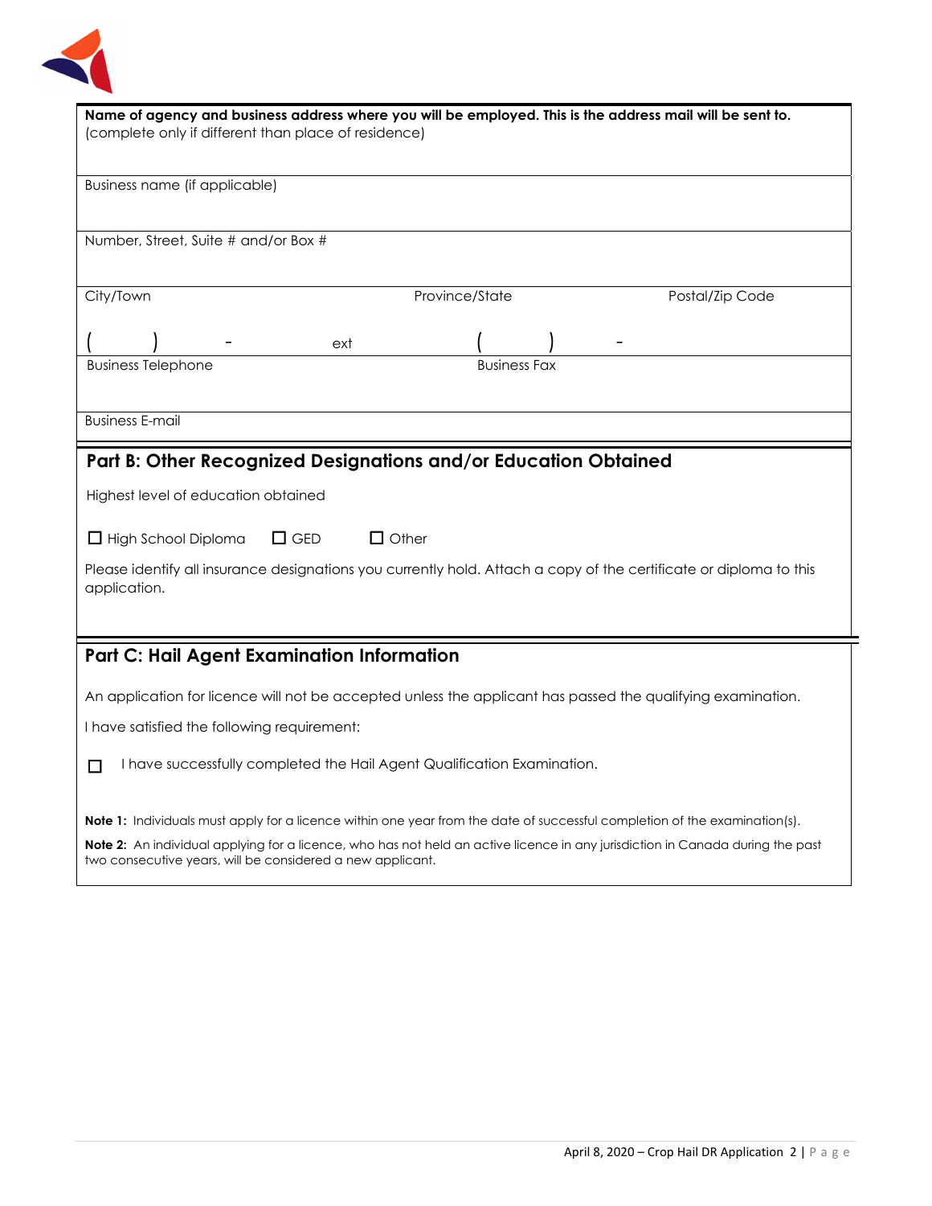**Name of agency and business address where you will be employed. This is the address mail will be sent to.**
(complete only if different than place of residence)

Business name (if applicable)

Number, Street, Suite # and/or Box #

| City/Town | Province/State | Postal/Zip Code |
|---|---|---|
| (    )    -    ext | (    )    - | |
| Business Telephone | Business Fax | |

Business E-mail

## Part B: Other Recognized Designations and/or Education Obtained

Highest level of education obtained

☐ High School Diploma ☐ GED ☐ Other

Please identify all insurance designations you currently hold. Attach a copy of the certificate or diploma to this application.

## Part C: Hail Agent Examination Information

An application for licence will not be accepted unless the applicant has passed the qualifying examination.

I have satisfied the following requirement:

☐ I have successfully completed the Hail Agent Qualification Examination.

**Note 1:** Individuals must apply for a licence within one year from the date of successful completion of the examination(s).

**Note 2:** An individual applying for a licence, who has not held an active licence in any jurisdiction in Canada during the past two consecutive years, will be considered a new applicant.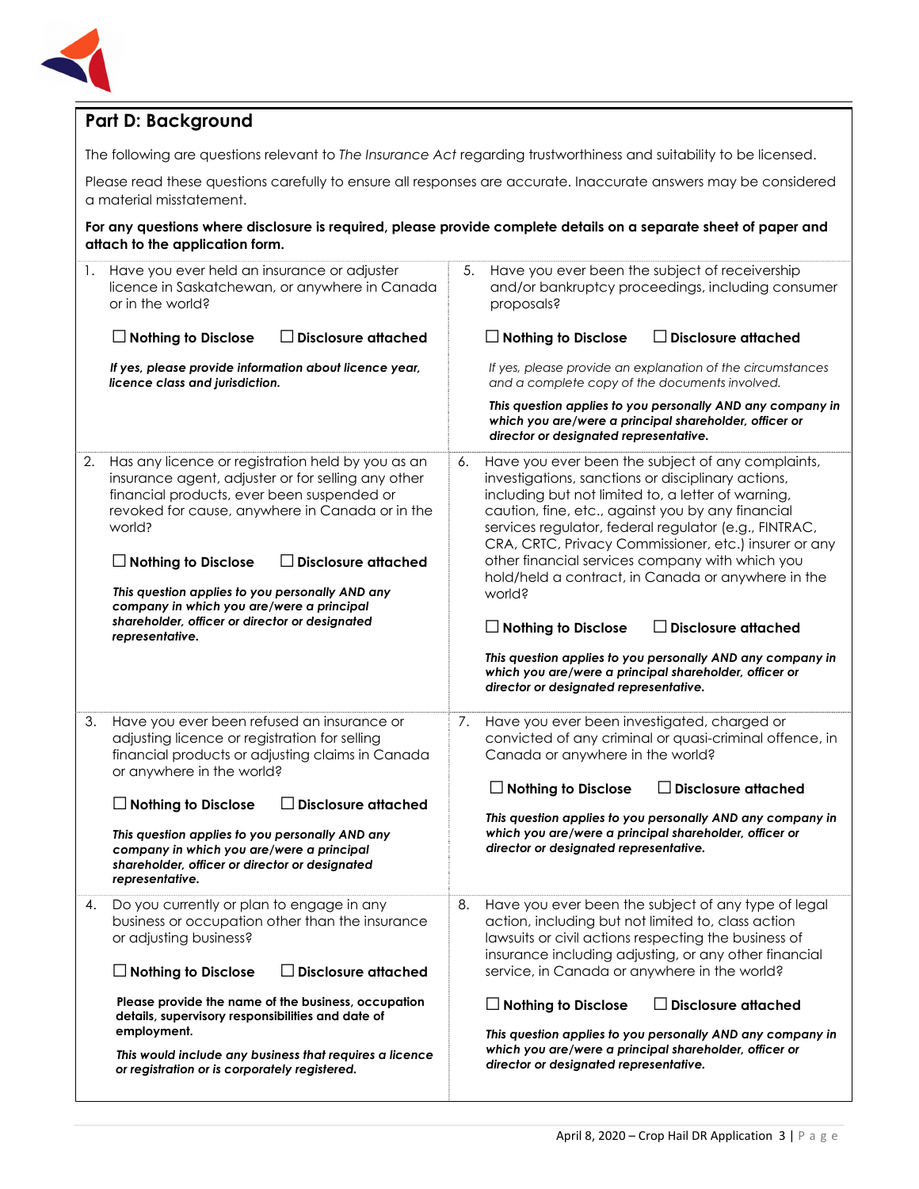## Part D: Background

The following are questions relevant to *The Insurance Act* regarding trustworthiness and suitability to be licensed.

Please read these questions carefully to ensure all responses are accurate. Inaccurate answers may be considered a material misstatement.

**For any questions where disclosure is required, please provide complete details on a separate sheet of paper and attach to the application form.**

1. Have you ever held an insurance or adjuster licence in Saskatchewan, or anywhere in Canada or in the world?

   ☐ **Nothing to Disclose** ☐ **Disclosure attached**

   ***If yes, please provide information about licence year, licence class and jurisdiction.***

2. Has any licence or registration held by you as an insurance agent, adjuster or for selling any other financial products, ever been suspended or revoked for cause, anywhere in Canada or in the world?

   ☐ **Nothing to Disclose** ☐ **Disclosure attached**

   ***This question applies to you personally AND any company in which you are/were a principal shareholder, officer or director or designated representative.***

3. Have you ever been refused an insurance or adjusting licence or registration for selling financial products or adjusting claims in Canada or anywhere in the world?

   ☐ **Nothing to Disclose** ☐ **Disclosure attached**

   ***This question applies to you personally AND any company in which you are/were a principal shareholder, officer or director or designated representative.***

4. Do you currently or plan to engage in any business or occupation other than the insurance or adjusting business?

   ☐ **Nothing to Disclose** ☐ **Disclosure attached**

   **Please provide the name of the business, occupation details, supervisory responsibilities and date of employment.**

   ***This would include any business that requires a licence or registration or is corporately registered.***

5. Have you ever been the subject of receivership and/or bankruptcy proceedings, including consumer proposals?

   ☐ **Nothing to Disclose** ☐ **Disclosure attached**

   *If yes, please provide an explanation of the circumstances and a complete copy of the documents involved.*

   ***This question applies to you personally AND any company in which you are/were a principal shareholder, officer or director or designated representative.***

6. Have you ever been the subject of any complaints, investigations, sanctions or disciplinary actions, including but not limited to, a letter of warning, caution, fine, etc., against you by any financial services regulator, federal regulator (e.g., FINTRAC, CRA, CRTC, Privacy Commissioner, etc.) insurer or any other financial services company with which you hold/held a contract, in Canada or anywhere in the world?

   ☐ **Nothing to Disclose** ☐ **Disclosure attached**

   ***This question applies to you personally AND any company in which you are/were a principal shareholder, officer or director or designated representative.***

7. Have you ever been investigated, charged or convicted of any criminal or quasi-criminal offence, in Canada or anywhere in the world?

   ☐ **Nothing to Disclose** ☐ **Disclosure attached**

   ***This question applies to you personally AND any company in which you are/were a principal shareholder, officer or director or designated representative.***

8. Have you ever been the subject of any type of legal action, including but not limited to, class action lawsuits or civil actions respecting the business of insurance including adjusting, or any other financial service, in Canada or anywhere in the world?

   ☐ **Nothing to Disclose** ☐ **Disclosure attached**

   ***This question applies to you personally AND any company in which you are/were a principal shareholder, officer or director or designated representative.***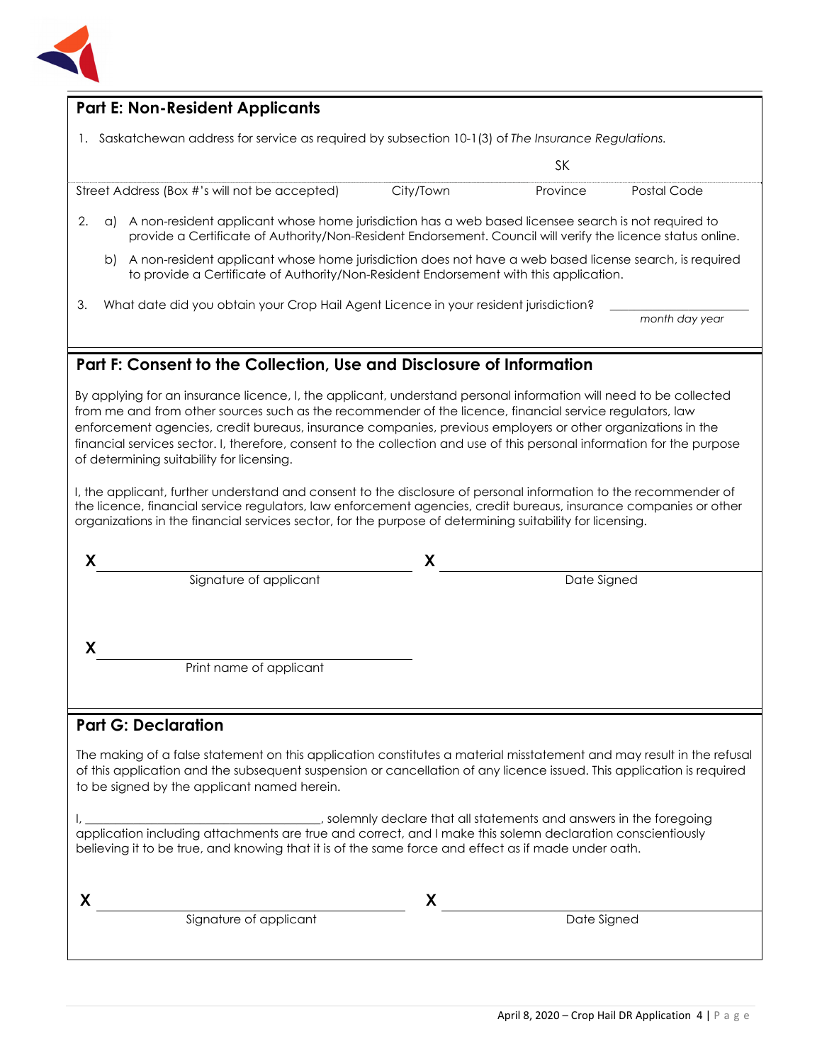## Part E: Non-Resident Applicants

1. Saskatchewan address for service as required by subsection 10-1(3) of *The Insurance Regulations.*

| Street Address (Box #'s will not be accepted) | City/Town | Province | Postal Code |
|---|---|---|---|
| | | SK | |

2. a) A non-resident applicant whose home jurisdiction has a web based licensee search is not required to provide a Certificate of Authority/Non-Resident Endorsement. Council will verify the licence status online.

   b) A non-resident applicant whose home jurisdiction does not have a web based license search, is required to provide a Certificate of Authority/Non-Resident Endorsement with this application.

3. What date did you obtain your Crop Hail Agent Licence in your resident jurisdiction? ____________________
   *month day year*

## Part F: Consent to the Collection, Use and Disclosure of Information

By applying for an insurance licence, I, the applicant, understand personal information will need to be collected from me and from other sources such as the recommender of the licence, financial service regulators, law enforcement agencies, credit bureaus, insurance companies, previous employers or other organizations in the financial services sector. I, therefore, consent to the collection and use of this personal information for the purpose of determining suitability for licensing.

I, the applicant, further understand and consent to the disclosure of personal information to the recommender of the licence, financial service regulators, law enforcement agencies, credit bureaus, insurance companies or other organizations in the financial services sector, for the purpose of determining suitability for licensing.

X ______________________________ X ______________________________
Signature of applicant Date Signed

X ______________________________
Print name of applicant

## Part G: Declaration

The making of a false statement on this application constitutes a material misstatement and may result in the refusal of this application and the subsequent suspension or cancellation of any licence issued. This application is required to be signed by the applicant named herein.

I, ______________________________, solemnly declare that all statements and answers in the foregoing application including attachments are true and correct, and I make this solemn declaration conscientiously believing it to be true, and knowing that it is of the same force and effect as if made under oath.

X ______________________________ X ______________________________
Signature of applicant Date Signed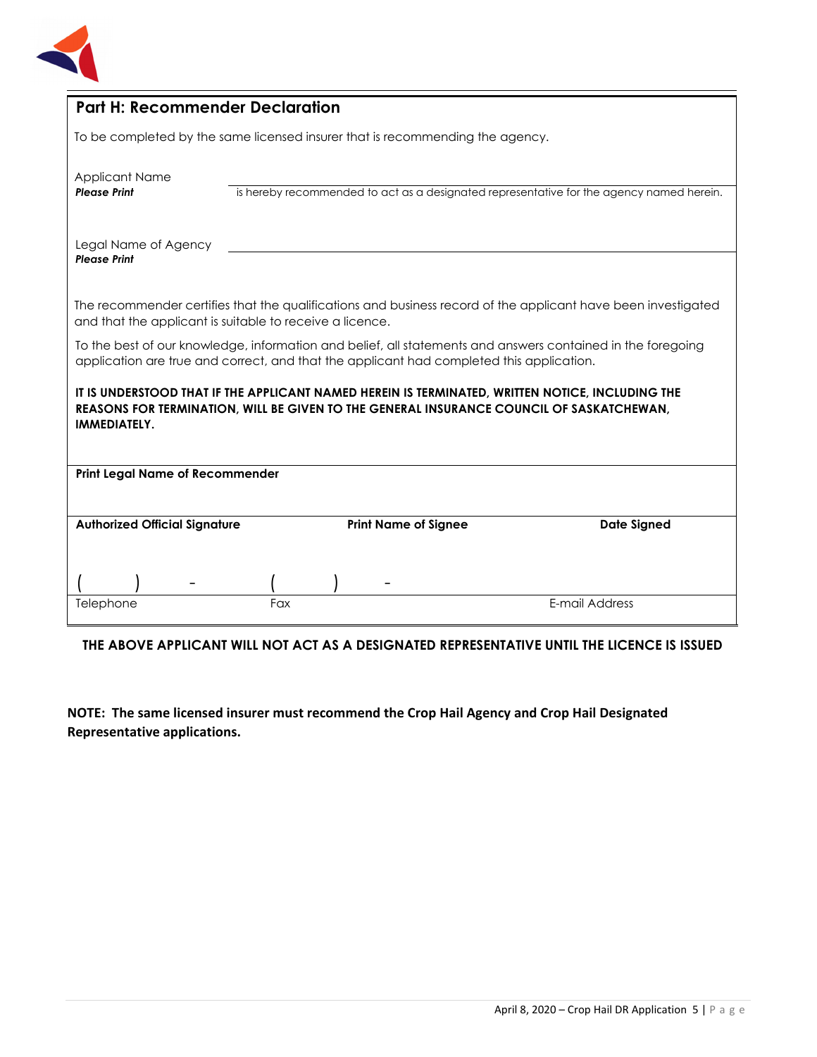## Part H: Recommender Declaration

To be completed by the same licensed insurer that is recommending the agency.

Applicant Name
***Please Print*** ______________________________ is hereby recommended to act as a designated representative for the agency named herein.

Legal Name of Agency
***Please Print*** ______________________________

The recommender certifies that the qualifications and business record of the applicant have been investigated and that the applicant is suitable to receive a licence.

To the best of our knowledge, information and belief, all statements and answers contained in the foregoing application are true and correct, and that the applicant had completed this application.

**IT IS UNDERSTOOD THAT IF THE APPLICANT NAMED HEREIN IS TERMINATED, WRITTEN NOTICE, INCLUDING THE REASONS FOR TERMINATION, WILL BE GIVEN TO THE GENERAL INSURANCE COUNCIL OF SASKATCHEWAN, IMMEDIATELY.**

**Print Legal Name of Recommender**

| **Authorized Official Signature** | **Print Name of Signee** | **Date Signed** |
|---|---|---|
| | | |

| ( ) - | ( ) - | |
|---|---|---|
| Telephone | Fax | E-mail Address |

**THE ABOVE APPLICANT WILL NOT ACT AS A DESIGNATED REPRESENTATIVE UNTIL THE LICENCE IS ISSUED**

**NOTE: The same licensed insurer must recommend the Crop Hail Agency and Crop Hail Designated Representative applications.**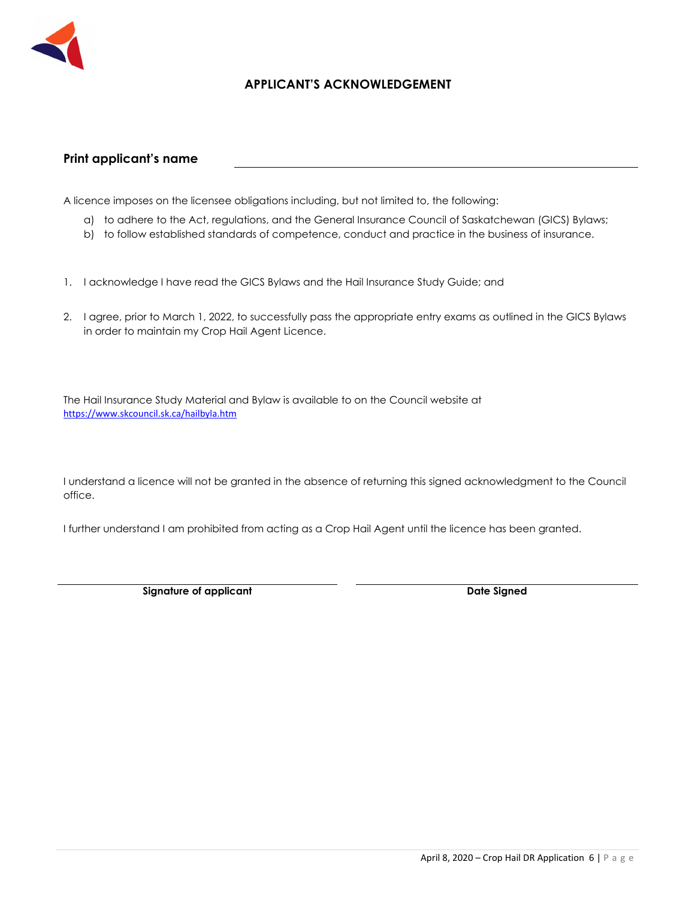# APPLICANT'S ACKNOWLEDGEMENT

**Print applicant's name** ______________________________

A licence imposes on the licensee obligations including, but not limited to, the following:

a) to adhere to the Act, regulations, and the General Insurance Council of Saskatchewan (GICS) Bylaws;
b) to follow established standards of competence, conduct and practice in the business of insurance.

1. I acknowledge I have read the GICS Bylaws and the Hail Insurance Study Guide; and

2. I agree, prior to March 1, 2022, to successfully pass the appropriate entry exams as outlined in the GICS Bylaws in order to maintain my Crop Hail Agent Licence.

The Hail Insurance Study Material and Bylaw is available to on the Council website at https://www.skcouncil.sk.ca/hailbyla.htm

I understand a licence will not be granted in the absence of returning this signed acknowledgment to the Council office.

I further understand I am prohibited from acting as a Crop Hail Agent until the licence has been granted.

| ______________________________ | ______________________________ |
|---|---|
| **Signature of applicant** | **Date Signed** |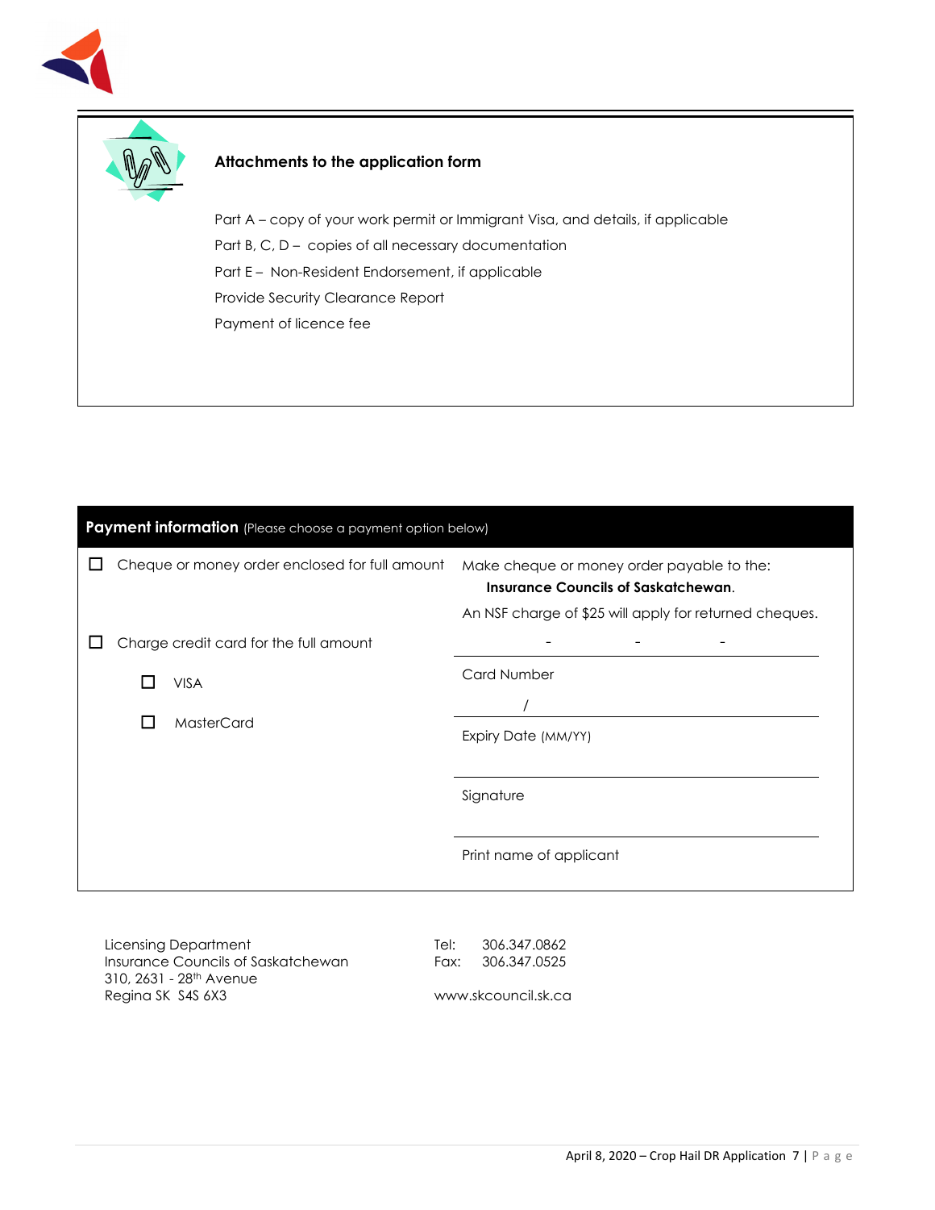### Attachments to the application form

Part A – copy of your work permit or Immigrant Visa, and details, if applicable

Part B, C, D – copies of all necessary documentation

Part E – Non-Resident Endorsement, if applicable

Provide Security Clearance Report

Payment of licence fee

## Payment information (Please choose a payment option below)

☐ Cheque or money order enclosed for full amount

Make cheque or money order payable to the:
**Insurance Councils of Saskatchewan**.

An NSF charge of $25 will apply for returned cheques.

☐ Charge credit card for the full amount

- ☐ VISA
- ☐ MasterCard

- - -
Card Number

/
Expiry Date (MM/YY)

Signature

Print name of applicant

Licensing Department
Insurance Councils of Saskatchewan
310, 2631 - 28th Avenue
Regina SK  S4S 6X3

Tel: 306.347.0862
Fax: 306.347.0525

www.skcouncil.sk.ca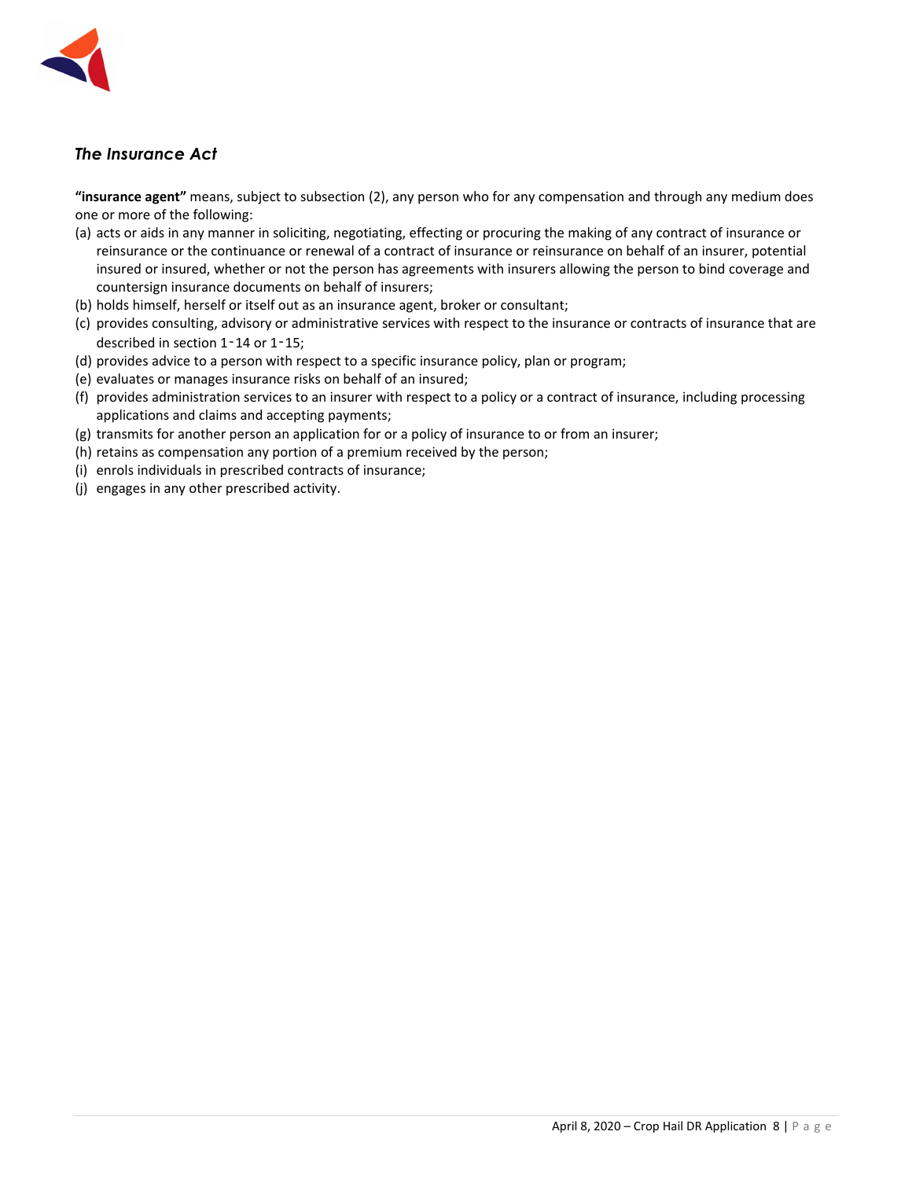*The Insurance Act*

**"insurance agent"** means, subject to subsection (2), any person who for any compensation and through any medium does one or more of the following:

(a) acts or aids in any manner in soliciting, negotiating, effecting or procuring the making of any contract of insurance or reinsurance or the continuance or renewal of a contract of insurance or reinsurance on behalf of an insurer, potential insured or insured, whether or not the person has agreements with insurers allowing the person to bind coverage and countersign insurance documents on behalf of insurers;

(b) holds himself, herself or itself out as an insurance agent, broker or consultant;

(c) provides consulting, advisory or administrative services with respect to the insurance or contracts of insurance that are described in section 1-14 or 1-15;

(d) provides advice to a person with respect to a specific insurance policy, plan or program;

(e) evaluates or manages insurance risks on behalf of an insured;

(f) provides administration services to an insurer with respect to a policy or a contract of insurance, including processing applications and claims and accepting payments;

(g) transmits for another person an application for or a policy of insurance to or from an insurer;

(h) retains as compensation any portion of a premium received by the person;

(i) enrols individuals in prescribed contracts of insurance;

(j) engages in any other prescribed activity.